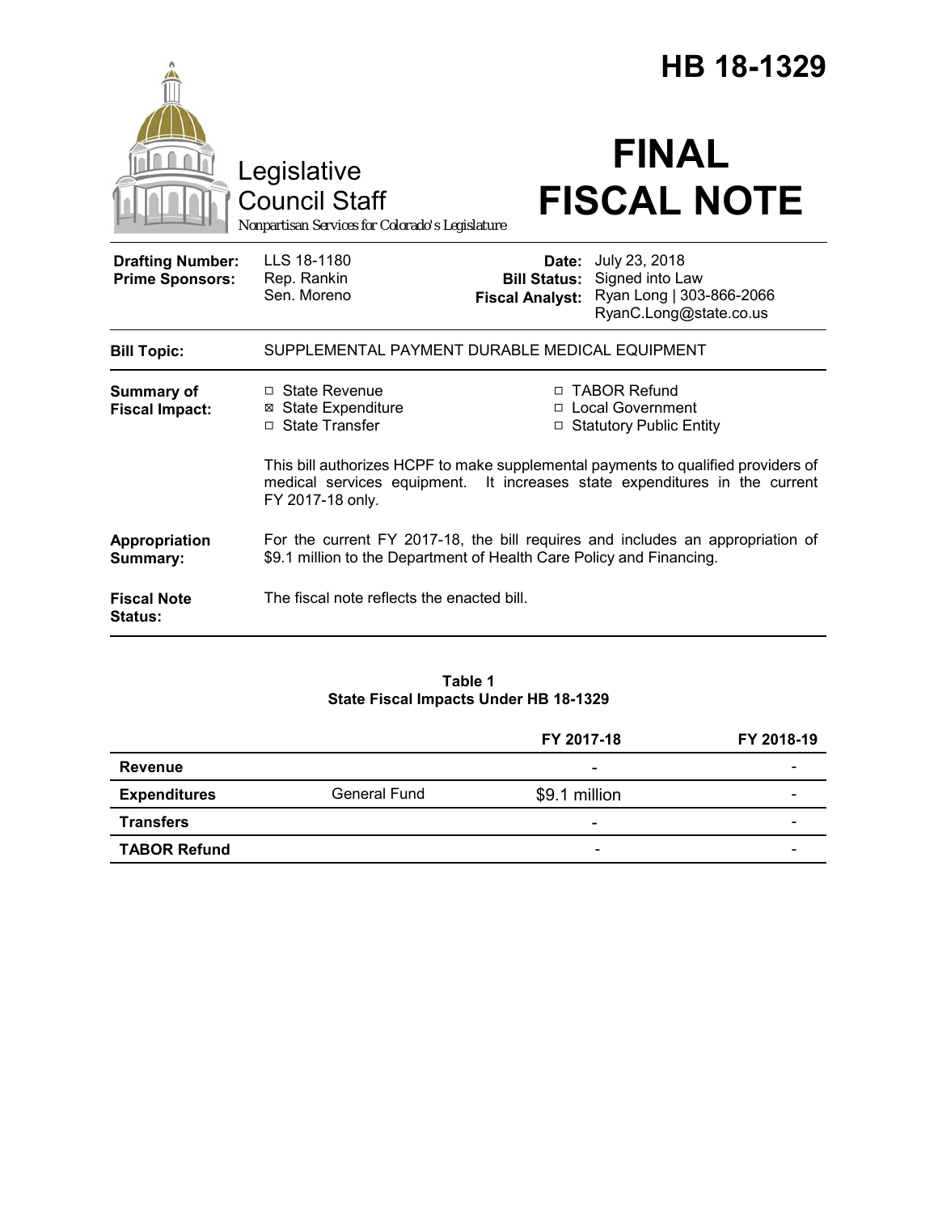# HB 18-1329

Legislative Council Staff

*Nonpartisan Services for Colorado's Legislature*

# FINAL FISCAL NOTE

| | | | |
|---|---|---|---|
| **Drafting Number:** | LLS 18-1180 | **Date:** | July 23, 2018 |
| **Prime Sponsors:** | Rep. Rankin<br>Sen. Moreno | **Bill Status:** | Signed into Law |
| | | **Fiscal Analyst:** | Ryan Long \| 303-866-2066<br>RyanC.Long@state.co.us |

**Bill Topic:** SUPPLEMENTAL PAYMENT DURABLE MEDICAL EQUIPMENT

**Summary of Fiscal Impact:**

- ☐ State Revenue
- ☒ State Expenditure
- ☐ State Transfer
- ☐ TABOR Refund
- ☐ Local Government
- ☐ Statutory Public Entity

This bill authorizes HCPF to make supplemental payments to qualified providers of medical services equipment. It increases state expenditures in the current FY 2017-18 only.

**Appropriation Summary:** For the current FY 2017-18, the bill requires and includes an appropriation of $9.1 million to the Department of Health Care Policy and Financing.

**Fiscal Note Status:** The fiscal note reflects the enacted bill.

**Table 1**
**State Fiscal Impacts Under HB 18-1329**

| | | FY 2017-18 | FY 2018-19 |
|---|---|---|---|
| **Revenue** | | - | - |
| **Expenditures** | General Fund | $9.1 million | - |
| **Transfers** | | - | - |
| **TABOR Refund** | | - | - |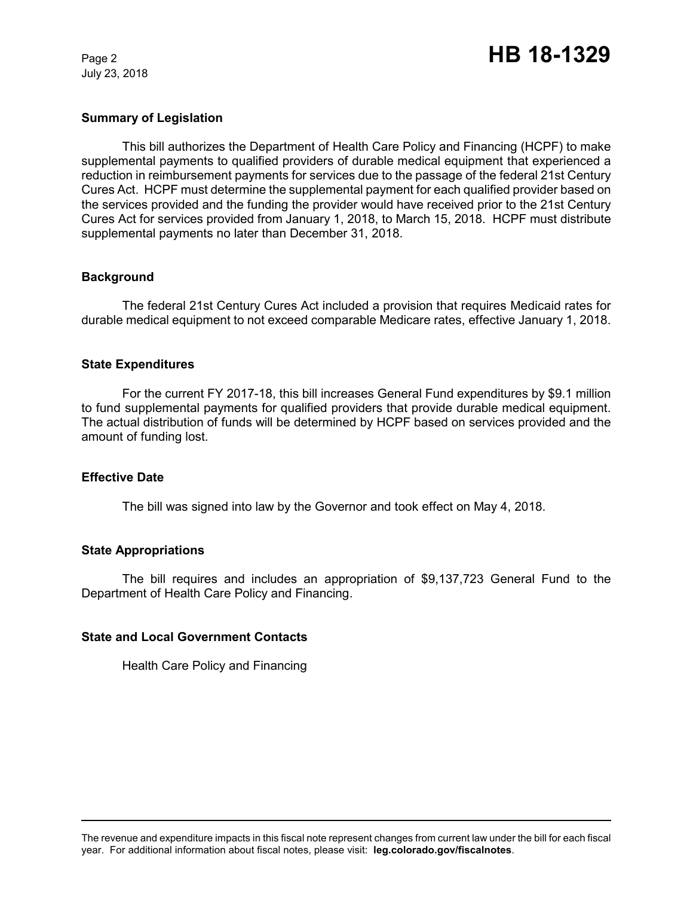## Summary of Legislation

This bill authorizes the Department of Health Care Policy and Financing (HCPF) to make supplemental payments to qualified providers of durable medical equipment that experienced a reduction in reimbursement payments for services due to the passage of the federal 21st Century Cures Act. HCPF must determine the supplemental payment for each qualified provider based on the services provided and the funding the provider would have received prior to the 21st Century Cures Act for services provided from January 1, 2018, to March 15, 2018. HCPF must distribute supplemental payments no later than December 31, 2018.

## Background

The federal 21st Century Cures Act included a provision that requires Medicaid rates for durable medical equipment to not exceed comparable Medicare rates, effective January 1, 2018.

## State Expenditures

For the current FY 2017-18, this bill increases General Fund expenditures by $9.1 million to fund supplemental payments for qualified providers that provide durable medical equipment. The actual distribution of funds will be determined by HCPF based on services provided and the amount of funding lost.

## Effective Date

The bill was signed into law by the Governor and took effect on May 4, 2018.

## State Appropriations

The bill requires and includes an appropriation of $9,137,723 General Fund to the Department of Health Care Policy and Financing.

## State and Local Government Contacts

Health Care Policy and Financing

The revenue and expenditure impacts in this fiscal note represent changes from current law under the bill for each fiscal year. For additional information about fiscal notes, please visit: **leg.colorado.gov/fiscalnotes**.